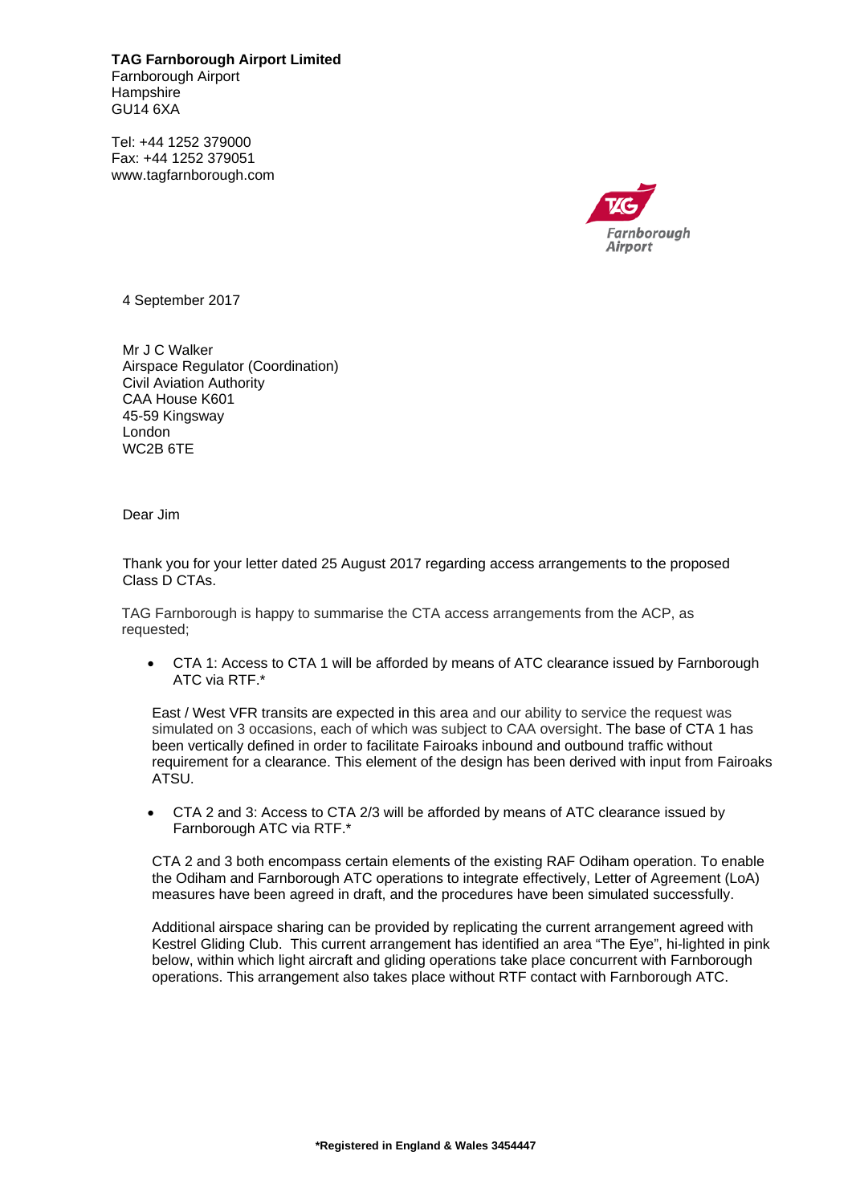**TAG Farnborough Airport Limited**
Farnborough Airport
Hampshire
GU14 6XA

Tel: +44 1252 379000
Fax: +44 1252 379051
www.tagfarnborough.com

4 September 2017

Mr J C Walker
Airspace Regulator (Coordination)
Civil Aviation Authority
CAA House K601
45-59 Kingsway
London
WC2B 6TE

Dear Jim

Thank you for your letter dated 25 August 2017 regarding access arrangements to the proposed Class D CTAs.

TAG Farnborough is happy to summarise the CTA access arrangements from the ACP, as requested;

- CTA 1: Access to CTA 1 will be afforded by means of ATC clearance issued by Farnborough ATC via RTF.*

  East / West VFR transits are expected in this area and our ability to service the request was simulated on 3 occasions, each of which was subject to CAA oversight. The base of CTA 1 has been vertically defined in order to facilitate Fairoaks inbound and outbound traffic without requirement for a clearance. This element of the design has been derived with input from Fairoaks ATSU.

- CTA 2 and 3: Access to CTA 2/3 will be afforded by means of ATC clearance issued by Farnborough ATC via RTF.*

  CTA 2 and 3 both encompass certain elements of the existing RAF Odiham operation. To enable the Odiham and Farnborough ATC operations to integrate effectively, Letter of Agreement (LoA) measures have been agreed in draft, and the procedures have been simulated successfully.

  Additional airspace sharing can be provided by replicating the current arrangement agreed with Kestrel Gliding Club. This current arrangement has identified an area "The Eye", hi-lighted in pink below, within which light aircraft and gliding operations take place concurrent with Farnborough operations. This arrangement also takes place without RTF contact with Farnborough ATC.

**\*Registered in England & Wales 3454447**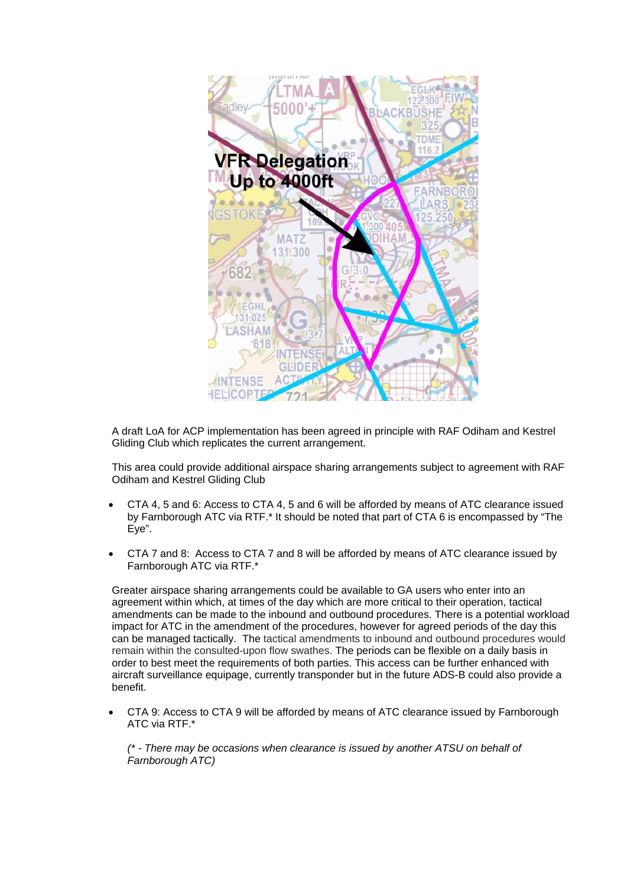A draft LoA for ACP implementation has been agreed in principle with RAF Odiham and Kestrel Gliding Club which replicates the current arrangement.

This area could provide additional airspace sharing arrangements subject to agreement with RAF Odiham and Kestrel Gliding Club

- CTA 4, 5 and 6: Access to CTA 4, 5 and 6 will be afforded by means of ATC clearance issued by Farnborough ATC via RTF.* It should be noted that part of CTA 6 is encompassed by "The Eye".

- CTA 7 and 8: Access to CTA 7 and 8 will be afforded by means of ATC clearance issued by Farnborough ATC via RTF.*

Greater airspace sharing arrangements could be available to GA users who enter into an agreement within which, at times of the day which are more critical to their operation, tactical amendments can be made to the inbound and outbound procedures. There is a potential workload impact for ATC in the amendment of the procedures, however for agreed periods of the day this can be managed tactically. The tactical amendments to inbound and outbound procedures would remain within the consulted-upon flow swathes. The periods can be flexible on a daily basis in order to best meet the requirements of both parties. This access can be further enhanced with aircraft surveillance equipage, currently transponder but in the future ADS-B could also provide a benefit.

- CTA 9: Access to CTA 9 will be afforded by means of ATC clearance issued by Farnborough ATC via RTF.*

  *(* - There may be occasions when clearance is issued by another ATSU on behalf of Farnborough ATC)*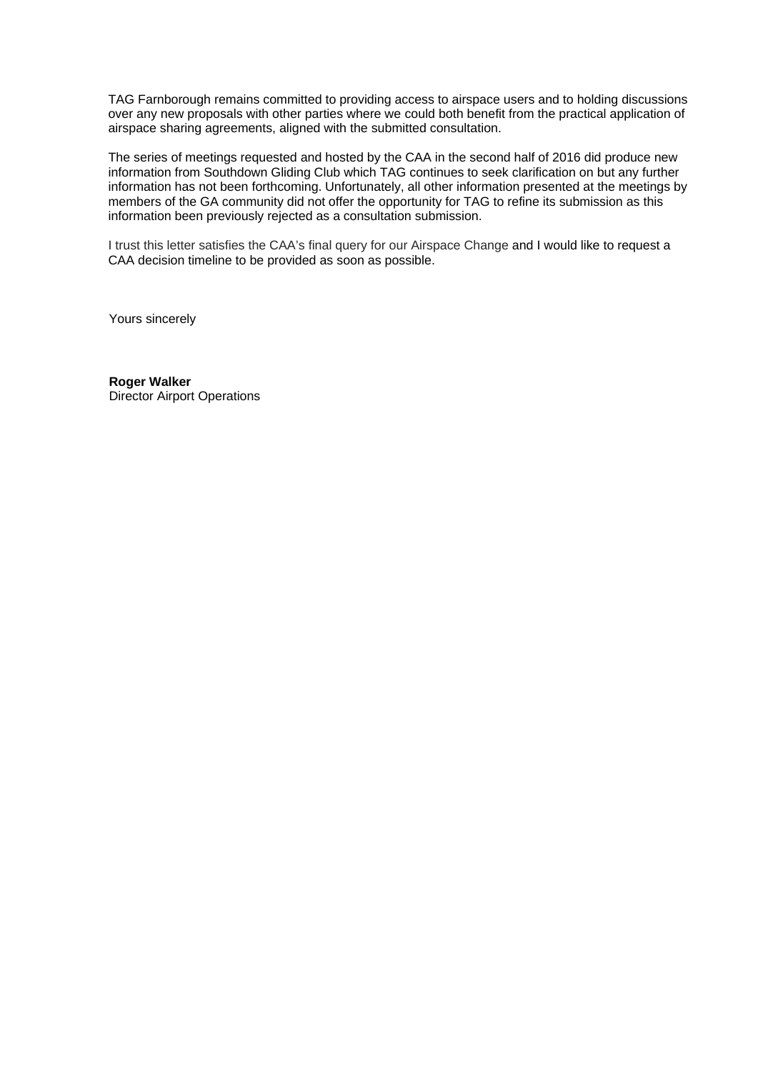TAG Farnborough remains committed to providing access to airspace users and to holding discussions over any new proposals with other parties where we could both benefit from the practical application of airspace sharing agreements, aligned with the submitted consultation.

The series of meetings requested and hosted by the CAA in the second half of 2016 did produce new information from Southdown Gliding Club which TAG continues to seek clarification on but any further information has not been forthcoming. Unfortunately, all other information presented at the meetings by members of the GA community did not offer the opportunity for TAG to refine its submission as this information been previously rejected as a consultation submission.

I trust this letter satisfies the CAA's final query for our Airspace Change and I would like to request a CAA decision timeline to be provided as soon as possible.

Yours sincerely

**Roger Walker**
Director Airport Operations